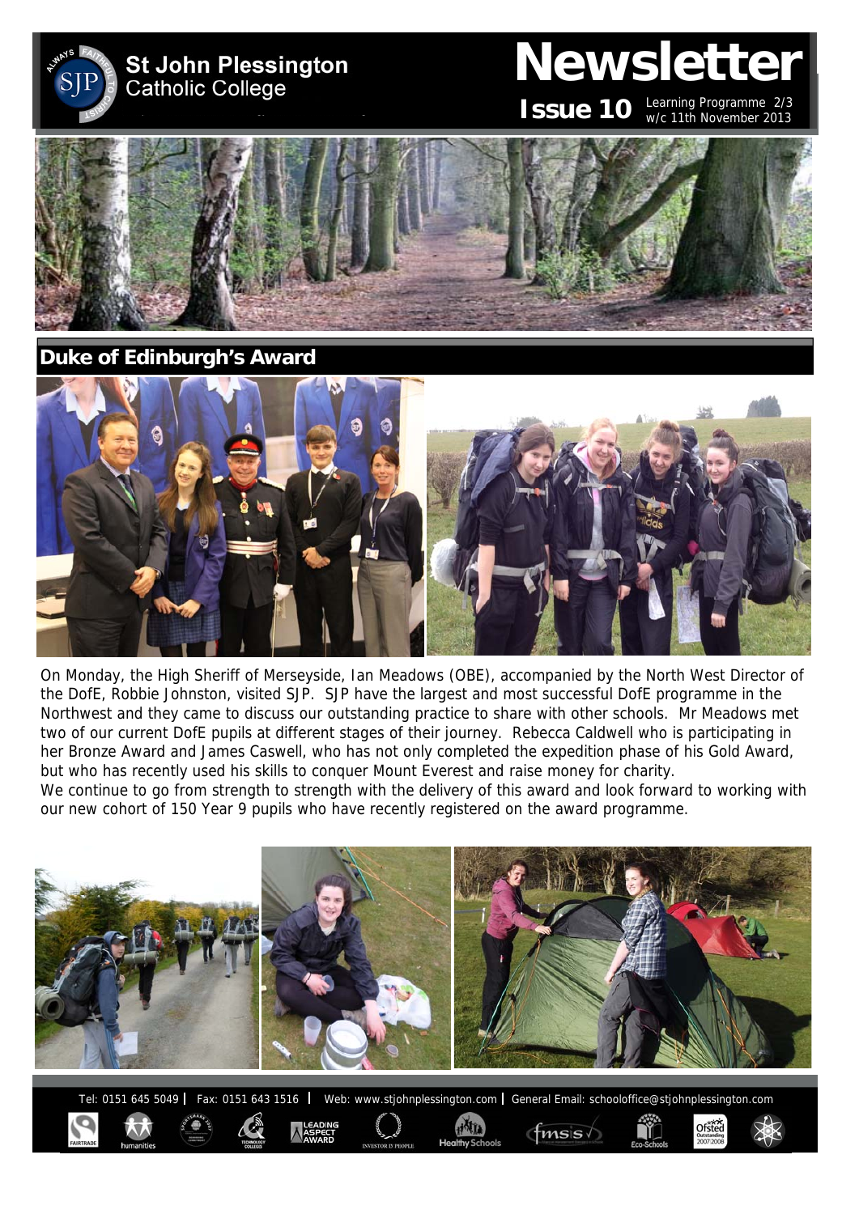# St John Plessington Catholic College

# Newsletter

**Issue 10** Learning Programme 2/3 w/c 11th November 2013

## Duke of Edinburgh's Award

On Monday, the High Sheriff of Merseyside, Ian Meadows (OBE), accompanied by the North West Director of the DofE, Robbie Johnston, visited SJP. SJP have the largest and most successful DofE programme in the Northwest and they came to discuss our outstanding practice to share with other schools. Mr Meadows met two of our current DofE pupils at different stages of their journey. Rebecca Caldwell who is participating in her Bronze Award and James Caswell, who has not only completed the expedition phase of his Gold Award, but who has recently used his skills to conquer Mount Everest and raise money for charity.

We continue to go from strength to strength with the delivery of this award and look forward to working with our new cohort of 150 Year 9 pupils who have recently registered on the award programme.

Tel: 0151 645 5049 | Fax: 0151 643 1516 | Web: www.stjohnplessington.com | General Email: schooloffice@stjohnplessington.com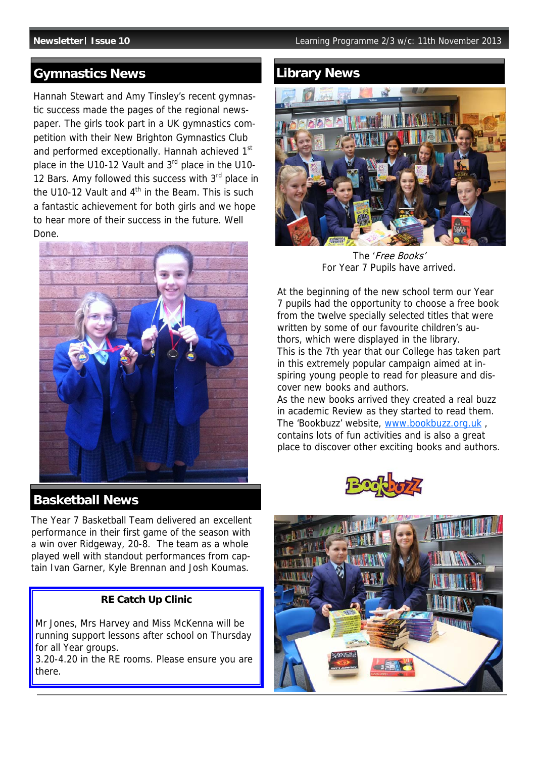## Gymnastics News

Hannah Stewart and Amy Tinsley's recent gymnastic success made the pages of the regional newspaper. The girls took part in a UK gymnastics competition with their New Brighton Gymnastics Club and performed exceptionally. Hannah achieved 1st place in the U10-12 Vault and 3rd place in the U10-12 Bars. Amy followed this success with 3rd place in the U10-12 Vault and 4th in the Beam. This is such a fantastic achievement for both girls and we hope to hear more of their success in the future. Well Done.

## Basketball News

The Year 7 Basketball Team delivered an excellent performance in their first game of the season with a win over Ridgeway, 20-8. The team as a whole played well with standout performances from captain Ivan Garner, Kyle Brennan and Josh Koumas.

**RE Catch Up Clinic**

Mr Jones, Mrs Harvey and Miss McKenna will be running support lessons after school on Thursday for all Year groups.
3.20-4.20 in the RE rooms. Please ensure you are there.

## Library News

The '*Free Books'*
For Year 7 Pupils have arrived.

At the beginning of the new school term our Year 7 pupils had the opportunity to choose a free book from the twelve specially selected titles that were written by some of our favourite children's authors, which were displayed in the library.

This is the 7th year that our College has taken part in this extremely popular campaign aimed at inspiring young people to read for pleasure and discover new books and authors.

As the new books arrived they created a real buzz in academic Review as they started to read them. The 'Bookbuzz' website, www.bookbuzz.org.uk , contains lots of fun activities and is also a great place to discover other exciting books and authors.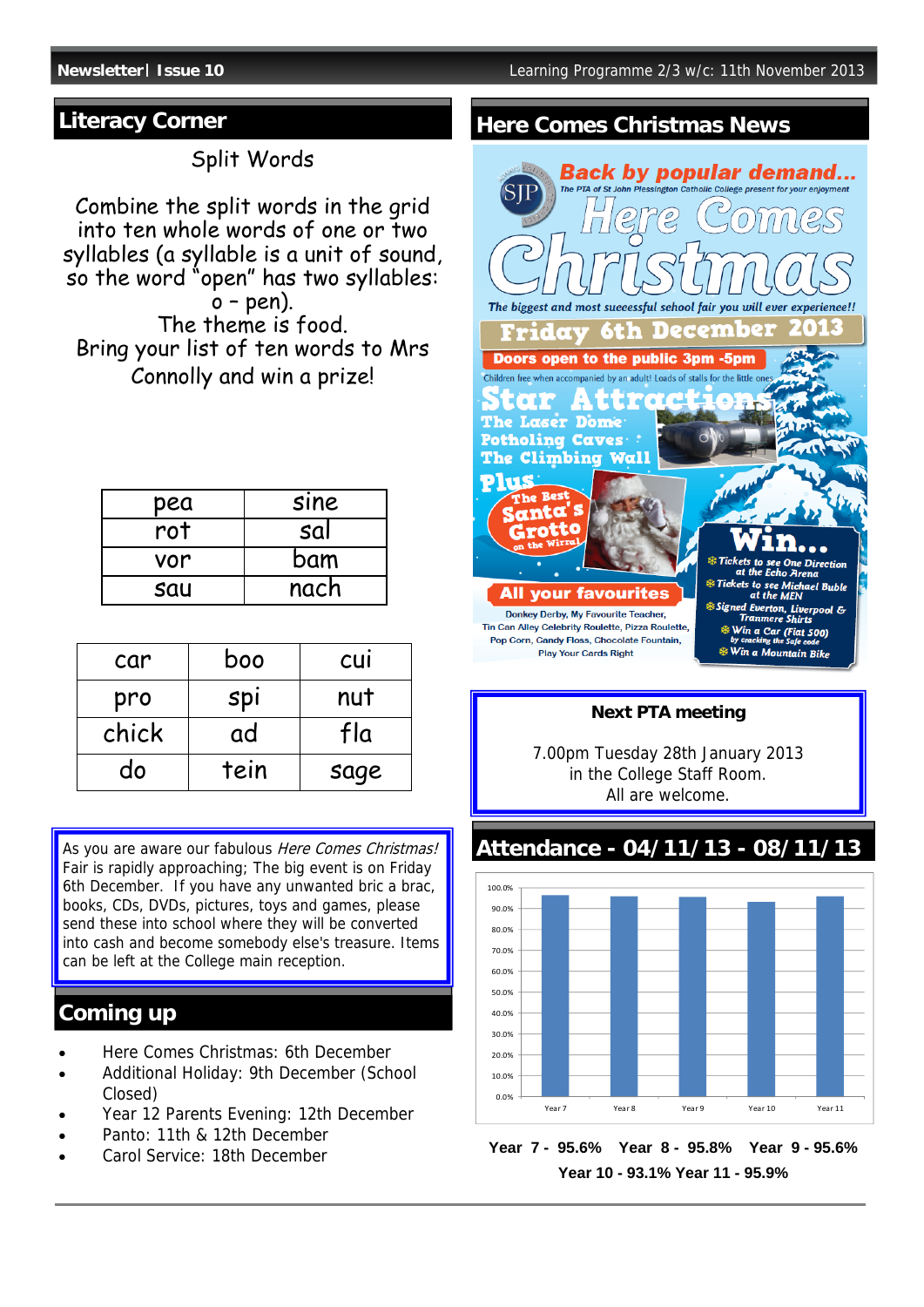## Literacy Corner

Split Words

Combine the split words in the grid into ten whole words of one or two syllables (a syllable is a unit of sound, so the word "open" has two syllables: o – pen).
The theme is food.
Bring your list of ten words to Mrs Connolly and win a prize!

| pea | sine |
|---|---|
| rot | sal |
| vor | bam |
| sau | nach |

| car | boo | cui |
|---|---|---|
| pro | spi | nut |
| chick | ad | fla |
| do | tein | sage |

As you are aware our fabulous *Here Comes Christmas!* Fair is rapidly approaching; The big event is on Friday 6th December. If you have any unwanted bric a brac, books, CDs, DVDs, pictures, toys and games, please send these into school where they will be converted into cash and become somebody else's treasure. Items can be left at the College main reception.

## Coming up

- Here Comes Christmas: 6th December
- Additional Holiday: 9th December (School Closed)
- Year 12 Parents Evening: 12th December
- Panto: 11th & 12th December
- Carol Service: 18th December

## Here Comes Christmas News

**Back by popular demand...**

The PTA of St John Plessington Catholic College present for your enjoyment

**Here Comes Christmas**

The biggest and most successful school fair you will ever experience!!

**Friday 6th December 2013**

**Doors open to the public 3pm -5pm**

Children free when accompanied by an adult! Loads of stalls for the little ones

**Star Attractions**

The Laser Dome
Potholing Caves
The Climbing Wall

**Plus**

The Best Santa's Grotto on the Wirral

**All your favourites**

Donkey Derby, My Favourite Teacher, Tin Can Alley Celebrity Roulette, Pizza Roulette, Pop Corn, Candy Floss, Chocolate Fountain, Play Your Cards Right

**Win...**

- Tickets to see One Direction at the Echo Arena
- Tickets to see Michael Buble at the MEN
- Signed Everton, Liverpool & Tranmere Shirts
- Win a Car (Fiat 500) by cracking the Safe code
- Win a Mountain Bike

**Next PTA meeting**

7.00pm Tuesday 28th January 2013
in the College Staff Room.
All are welcome.

## Attendance - 04/11/13 - 08/11/13

**Year 7 - 95.6% Year 8 - 95.8% Year 9 - 95.6%**
**Year 10 - 93.1% Year 11 - 95.9%**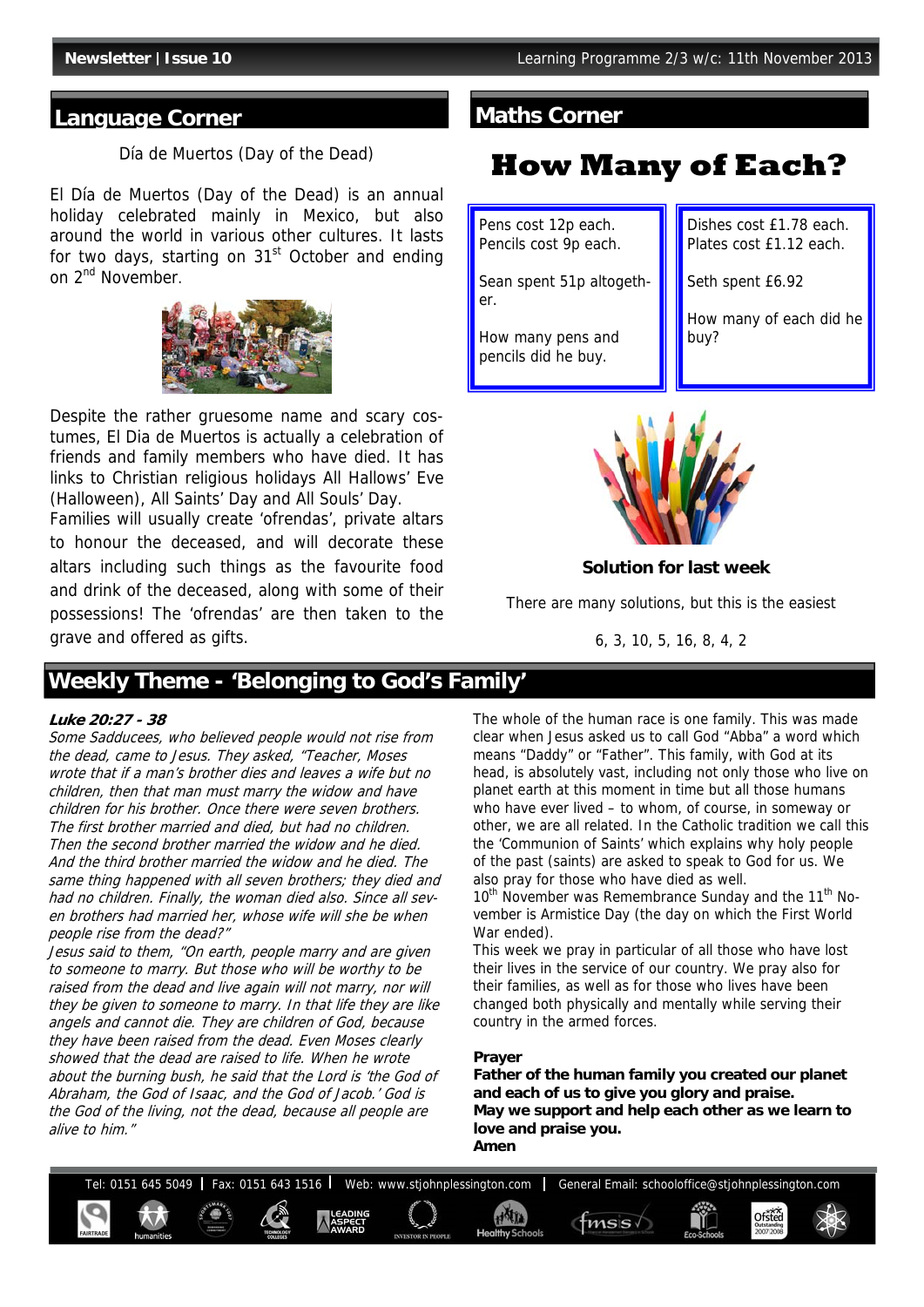**Newsletter | Issue 10** Learning Programme 2/3 w/c: 11th November 2013

## Language Corner

Día de Muertos (Day of the Dead)

El Día de Muertos (Day of the Dead) is an annual holiday celebrated mainly in Mexico, but also around the world in various other cultures. It lasts for two days, starting on 31st October and ending on 2nd November.

Despite the rather gruesome name and scary costumes, El Dia de Muertos is actually a celebration of friends and family members who have died. It has links to Christian religious holidays All Hallows' Eve (Halloween), All Saints' Day and All Souls' Day.

Families will usually create 'ofrendas', private altars to honour the deceased, and will decorate these altars including such things as the favourite food and drink of the deceased, along with some of their possessions! The 'ofrendas' are then taken to the grave and offered as gifts.

## Maths Corner

# How Many of Each?

Pens cost 12p each.
Pencils cost 9p each.

Sean spent 51p altogether.

How many pens and pencils did he buy.

Dishes cost £1.78 each.
Plates cost £1.12 each.

Seth spent £6.92

How many of each did he buy?

**Solution for last week**

There are many solutions, but this is the easiest

6, 3, 10, 5, 16, 8, 4, 2

## Weekly Theme - 'Belonging to God's Family'

***Luke 20:27 - 38***

*Some Sadducees, who believed people would not rise from the dead, came to Jesus. They asked, "Teacher, Moses wrote that if a man's brother dies and leaves a wife but no children, then that man must marry the widow and have children for his brother. Once there were seven brothers. The first brother married and died, but had no children. Then the second brother married the widow and he died. And the third brother married the widow and he died. The same thing happened with all seven brothers; they died and had no children. Finally, the woman died also. Since all seven brothers had married her, whose wife will she be when people rise from the dead?"*

*Jesus said to them, "On earth, people marry and are given to someone to marry. But those who will be worthy to be raised from the dead and live again will not marry, nor will they be given to someone to marry. In that life they are like angels and cannot die. They are children of God, because they have been raised from the dead. Even Moses clearly showed that the dead are raised to life. When he wrote about the burning bush, he said that the Lord is 'the God of Abraham, the God of Isaac, and the God of Jacob.' God is the God of the living, not the dead, because all people are alive to him."*

The whole of the human race is one family. This was made clear when Jesus asked us to call God "Abba" a word which means "Daddy" or "Father". This family, with God at its head, is absolutely vast, including not only those who live on planet earth at this moment in time but all those humans who have ever lived – to whom, of course, in someway or other, we are all related. In the Catholic tradition we call this the 'Communion of Saints' which explains why holy people of the past (saints) are asked to speak to God for us. We also pray for those who have died as well.

10th November was Remembrance Sunday and the 11th November is Armistice Day (the day on which the First World War ended).

This week we pray in particular of all those who have lost their lives in the service of our country. We pray also for their families, as well as for those who lives have been changed both physically and mentally while serving their country in the armed forces.

**Prayer**
**Father of the human family you created our planet and each of us to give you glory and praise.**
**May we support and help each other as we learn to love and praise you.**
**Amen**

Tel: 0151 645 5049 | Fax: 0151 643 1516 | Web: www.stjohnplessington.com | General Email: schooloffice@stjohnplessington.com